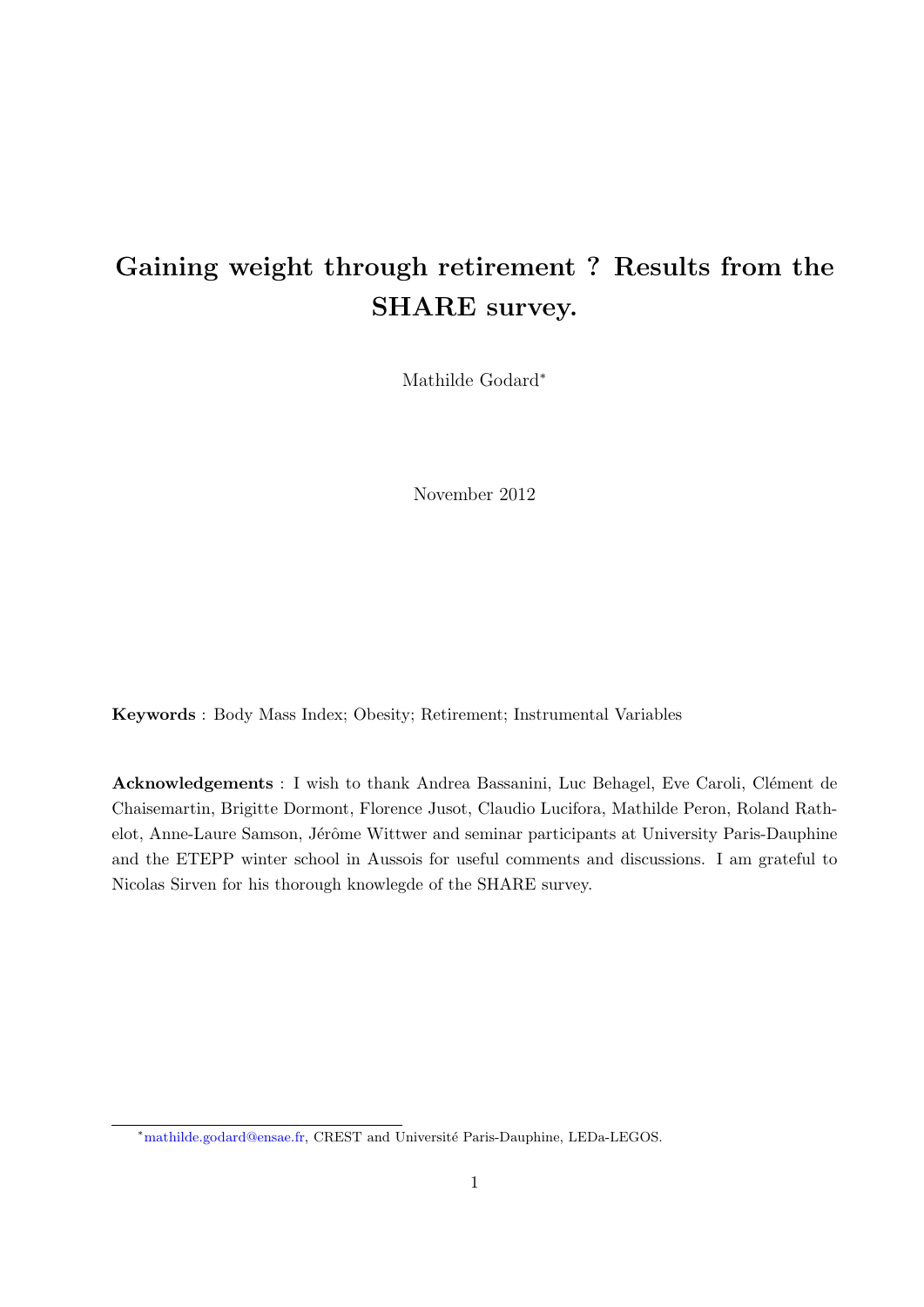# Gaining weight through retirement ? Results from the SHARE survey.

Mathilde Godard*

November 2012

**Keywords** : Body Mass Index; Obesity; Retirement; Instrumental Variables

**Acknowledgements** : I wish to thank Andrea Bassanini, Luc Behagel, Eve Caroli, Clément de Chaisemartin, Brigitte Dormont, Florence Jusot, Claudio Lucifora, Mathilde Peron, Roland Rathelot, Anne-Laure Samson, Jérôme Wittwer and seminar participants at University Paris-Dauphine and the ETEPP winter school in Aussois for useful comments and discussions. I am grateful to Nicolas Sirven for his thorough knowlegde of the SHARE survey.

*mathilde.godard@ensae.fr, CREST and Université Paris-Dauphine, LEDa-LEGOS.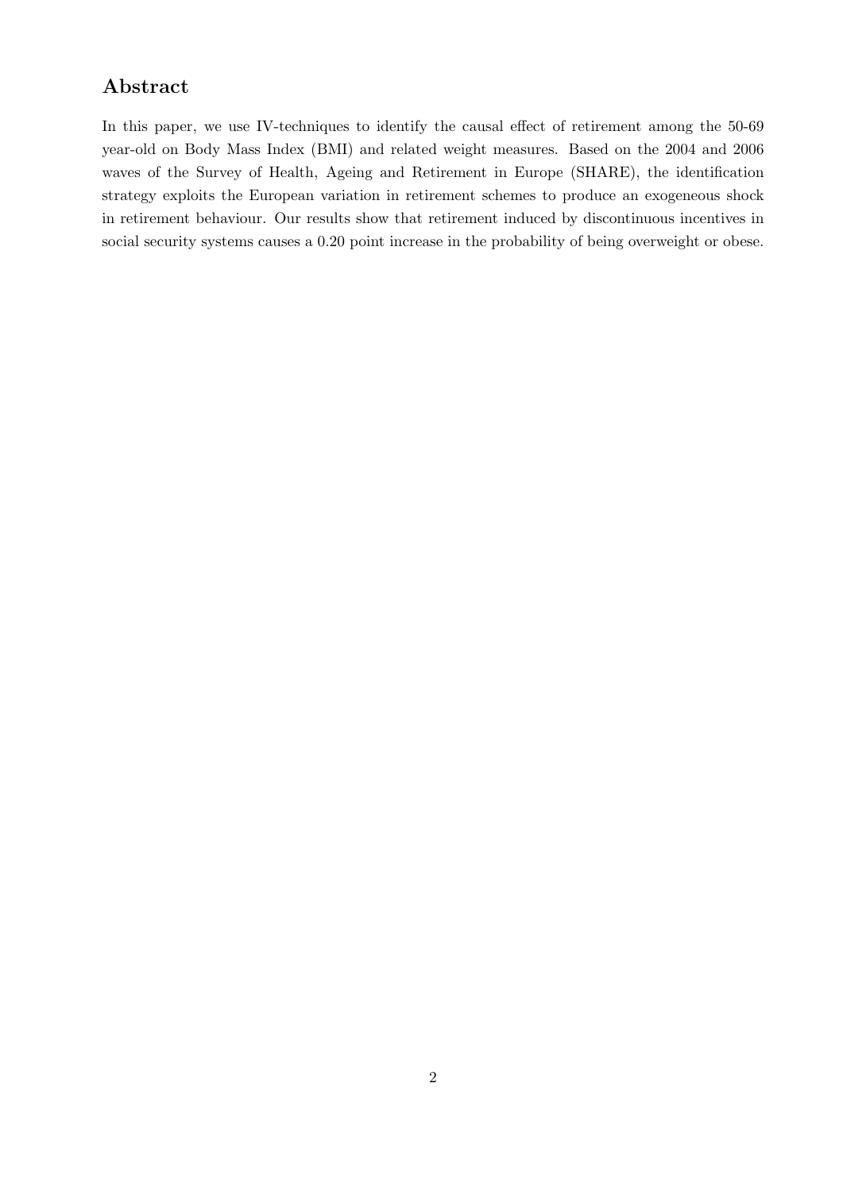## Abstract

In this paper, we use IV-techniques to identify the causal effect of retirement among the 50-69 year-old on Body Mass Index (BMI) and related weight measures. Based on the 2004 and 2006 waves of the Survey of Health, Ageing and Retirement in Europe (SHARE), the identification strategy exploits the European variation in retirement schemes to produce an exogeneous shock in retirement behaviour. Our results show that retirement induced by discontinuous incentives in social security systems causes a 0.20 point increase in the probability of being overweight or obese.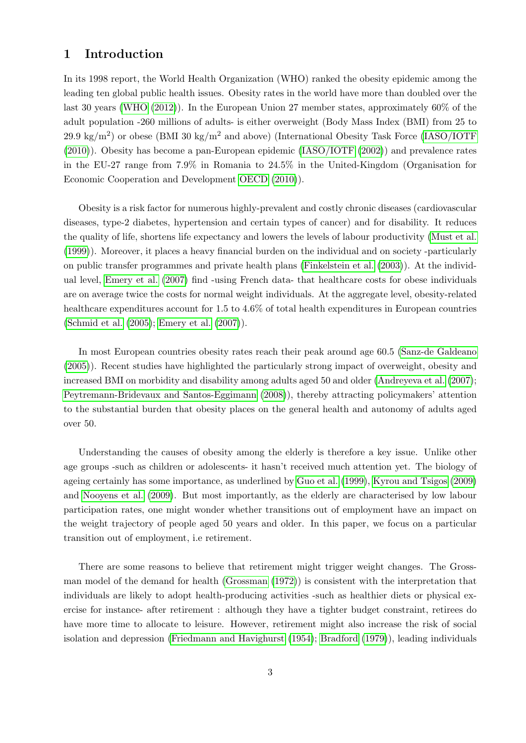# 1 Introduction

In its 1998 report, the World Health Organization (WHO) ranked the obesity epidemic among the leading ten global public health issues. Obesity rates in the world have more than doubled over the last 30 years (WHO (2012)). In the European Union 27 member states, approximately 60% of the adult population -260 millions of adults- is either overweight (Body Mass Index (BMI) from 25 to 29.9 kg/m$^2$) or obese (BMI 30 kg/m$^2$ and above) (International Obesity Task Force (IASO/IOTF (2010)). Obesity has become a pan-European epidemic (IASO/IOTF (2002)) and prevalence rates in the EU-27 range from 7.9% in Romania to 24.5% in the United-Kingdom (Organisation for Economic Cooperation and Development OECD (2010)).

Obesity is a risk factor for numerous highly-prevalent and costly chronic diseases (cardiovascular diseases, type-2 diabetes, hypertension and certain types of cancer) and for disability. It reduces the quality of life, shortens life expectancy and lowers the levels of labour productivity (Must et al. (1999)). Moreover, it places a heavy financial burden on the individual and on society -particularly on public transfer programmes and private health plans (Finkelstein et al. (2003)). At the individual level, Emery et al. (2007) find -using French data- that healthcare costs for obese individuals are on average twice the costs for normal weight individuals. At the aggregate level, obesity-related healthcare expenditures account for 1.5 to 4.6% of total health expenditures in European countries (Schmid et al. (2005); Emery et al. (2007)).

In most European countries obesity rates reach their peak around age 60.5 (Sanz-de Galdeano (2005)). Recent studies have highlighted the particularly strong impact of overweight, obesity and increased BMI on morbidity and disability among adults aged 50 and older (Andreyeva et al. (2007); Peytremann-Bridevaux and Santos-Eggimann (2008)), thereby attracting policymakers' attention to the substantial burden that obesity places on the general health and autonomy of adults aged over 50.

Understanding the causes of obesity among the elderly is therefore a key issue. Unlike other age groups -such as children or adolescents- it hasn't received much attention yet. The biology of ageing certainly has some importance, as underlined by Guo et al. (1999), Kyrou and Tsigos (2009) and Nooyens et al. (2009). But most importantly, as the elderly are characterised by low labour participation rates, one might wonder whether transitions out of employment have an impact on the weight trajectory of people aged 50 years and older. In this paper, we focus on a particular transition out of employment, i.e retirement.

There are some reasons to believe that retirement might trigger weight changes. The Grossman model of the demand for health (Grossman (1972)) is consistent with the interpretation that individuals are likely to adopt health-producing activities -such as healthier diets or physical exercise for instance- after retirement : although they have a tighter budget constraint, retirees do have more time to allocate to leisure. However, retirement might also increase the risk of social isolation and depression (Friedmann and Havighurst (1954); Bradford (1979)), leading individuals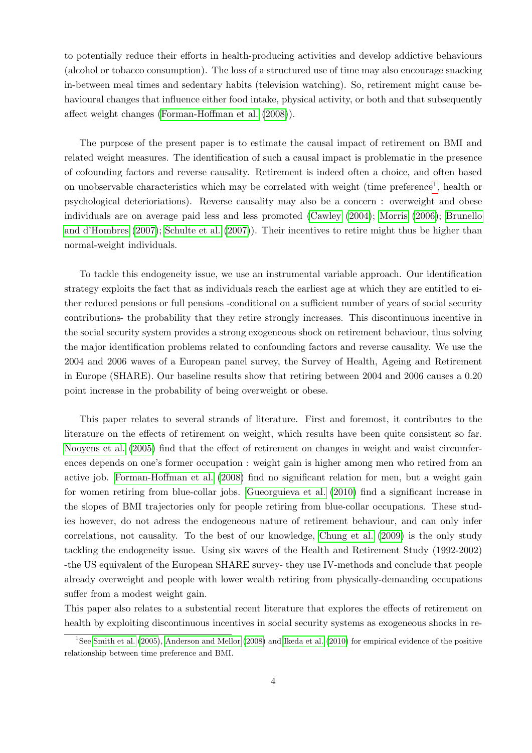to potentially reduce their efforts in health-producing activities and develop addictive behaviours (alcohol or tobacco consumption). The loss of a structured use of time may also encourage snacking in-between meal times and sedentary habits (television watching). So, retirement might cause behavioural changes that influence either food intake, physical activity, or both and that subsequently affect weight changes (Forman-Hoffman et al. (2008)).

The purpose of the present paper is to estimate the causal impact of retirement on BMI and related weight measures. The identification of such a causal impact is problematic in the presence of cofounding factors and reverse causality. Retirement is indeed often a choice, and often based on unobservable characteristics which may be correlated with weight (time preference[1], health or psychological deteriorations). Reverse causality may also be a concern : overweight and obese individuals are on average paid less and less promoted (Cawley (2004); Morris (2006); Brunello and d'Hombres (2007); Schulte et al. (2007)). Their incentives to retire might thus be higher than normal-weight individuals.

To tackle this endogeneity issue, we use an instrumental variable approach. Our identification strategy exploits the fact that as individuals reach the earliest age at which they are entitled to either reduced pensions or full pensions -conditional on a sufficient number of years of social security contributions- the probability that they retire strongly increases. This discontinuous incentive in the social security system provides a strong exogeneous shock on retirement behaviour, thus solving the major identification problems related to confounding factors and reverse causality. We use the 2004 and 2006 waves of a European panel survey, the Survey of Health, Ageing and Retirement in Europe (SHARE). Our baseline results show that retiring between 2004 and 2006 causes a 0.20 point increase in the probability of being overweight or obese.

This paper relates to several strands of literature. First and foremost, it contributes to the literature on the effects of retirement on weight, which results have been quite consistent so far. Nooyens et al. (2005) find that the effect of retirement on changes in weight and waist circumferences depends on one's former occupation : weight gain is higher among men who retired from an active job. Forman-Hoffman et al. (2008) find no significant relation for men, but a weight gain for women retiring from blue-collar jobs. Gueorguieva et al. (2010) find a significant increase in the slopes of BMI trajectories only for people retiring from blue-collar occupations. These studies however, do not adress the endogeneous nature of retirement behaviour, and can only infer correlations, not causality. To the best of our knowledge, Chung et al. (2009) is the only study tackling the endogeneity issue. Using six waves of the Health and Retirement Study (1992-2002) -the US equivalent of the European SHARE survey- they use IV-methods and conclude that people already overweight and people with lower wealth retiring from physically-demanding occupations suffer from a modest weight gain.

This paper also relates to a substantial recent literature that explores the effects of retirement on health by exploiting discontinuous incentives in social security systems as exogeneous shocks in re-

[1] See Smith et al. (2005), Anderson and Mellor (2008) and Ikeda et al. (2010) for empirical evidence of the positive relationship between time preference and BMI.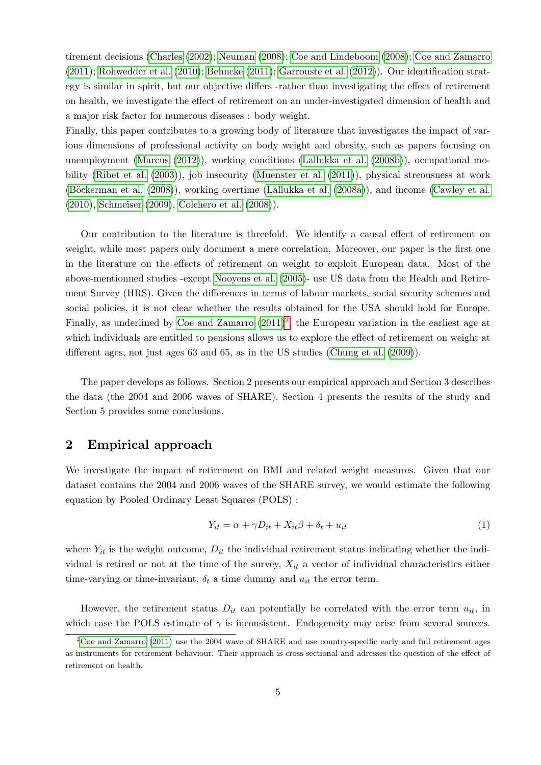tirement decisions (Charles (2002); Neuman (2008); Coe and Lindeboom (2008); Coe and Zamarro (2011); Rohwedder et al. (2010); Behncke (2011); Garrouste et al. (2012)). Our identification strategy is similar in spirit, but our objective differs -rather than investigating the effect of retirement on health, we investigate the effect of retirement on an under-investigated dimension of health and a major risk factor for numerous diseases : body weight.
Finally, this paper contributes to a growing body of literature that investigates the impact of various dimensions of professional activity on body weight and obesity, such as papers focusing on unemployment (Marcus (2012)), working conditions (Lallukka et al. (2008b)), occupational mobility (Ribet et al. (2003)), job insecurity (Muenster et al. (2011)), physical streousness at work (Böckerman et al. (2008)), working overtime (Lallukka et al. (2008a)), and income (Cawley et al. (2010), Schmeiser (2009), Colchero et al. (2008)).

Our contribution to the literature is threefold. We identify a causal effect of retirement on weight, while most papers only document a mere correlation. Moreover, our paper is the first one in the literature on the effects of retirement on weight to exploit European data. Most of the above-mentionned studies -except Nooyens et al. (2005)- use US data from the Health and Retirement Survey (HRS). Given the differences in terms of labour markets, social security schemes and social policies, it is not clear whether the results obtained for the USA should hold for Europe. Finally, as underlined by Coe and Zamarro (2011)[2], the European variation in the earliest age at which individuals are entitled to pensions allows us to explore the effect of retirement on weight at different ages, not just ages 63 and 65, as in the US studies (Chung et al. (2009)).

The paper develops as follows. Section 2 presents our empirical approach and Section 3 describes the data (the 2004 and 2006 waves of SHARE). Section 4 presents the results of the study and Section 5 provides some conclusions.

## 2 Empirical approach

We investigate the impact of retirement on BMI and related weight measures. Given that our dataset contains the 2004 and 2006 waves of the SHARE survey, we would estimate the following equation by Pooled Ordinary Least Squares (POLS) :

$$Y_{it} = \alpha + \gamma D_{it} + X_{it}\beta + \delta_t + u_{it} \tag{1}$$

where $Y_{it}$ is the weight outcome, $D_{it}$ the individual retirement status indicating whether the individual is retired or not at the time of the survey, $X_{it}$ a vector of individual characteristics either time-varying or time-invariant, $\delta_t$ a time dummy and $u_{it}$ the error term.

However, the retirement status $D_{it}$ can potentially be correlated with the error term $u_{it}$, in which case the POLS estimate of $\gamma$ is inconsistent. Endogeneity may arise from several sources.

[2] Coe and Zamarro (2011) use the 2004 wave of SHARE and use country-specific early and full retirement ages as instruments for retirement behaviour. Their approach is cross-sectional and adresses the question of the effect of retirement on health.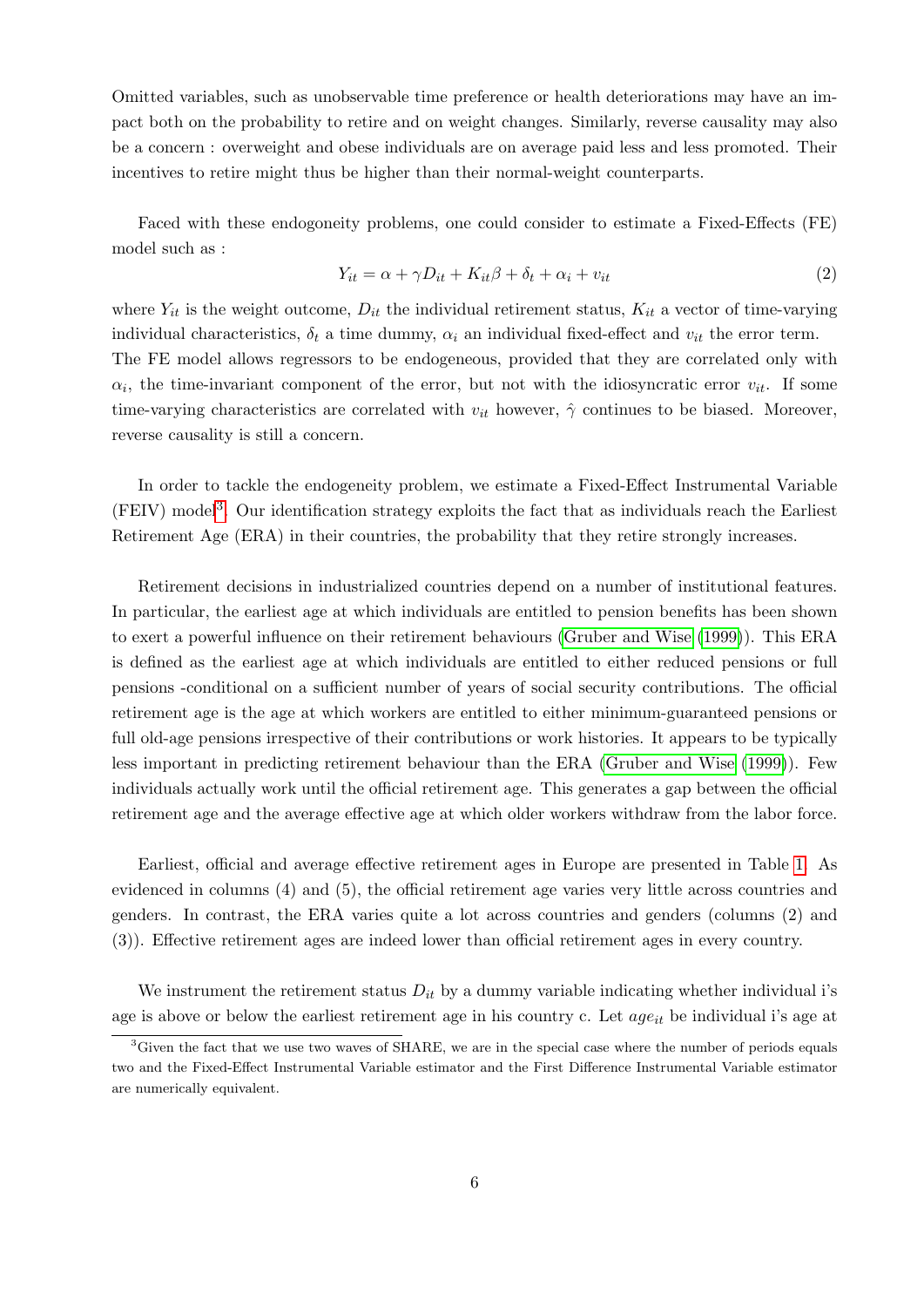Omitted variables, such as unobservable time preference or health deteriorations may have an impact both on the probability to retire and on weight changes. Similarly, reverse causality may also be a concern : overweight and obese individuals are on average paid less and less promoted. Their incentives to retire might thus be higher than their normal-weight counterparts.

Faced with these endogoneity problems, one could consider to estimate a Fixed-Effects (FE) model such as :

$$Y_{it} = \alpha + \gamma D_{it} + K_{it}\beta + \delta_t + \alpha_i + v_{it} \tag{2}$$

where $Y_{it}$ is the weight outcome, $D_{it}$ the individual retirement status, $K_{it}$ a vector of time-varying individual characteristics, $\delta_t$ a time dummy, $\alpha_i$ an individual fixed-effect and $v_{it}$ the error term. The FE model allows regressors to be endogeneous, provided that they are correlated only with $\alpha_i$, the time-invariant component of the error, but not with the idiosyncratic error $v_{it}$. If some time-varying characteristics are correlated with $v_{it}$ however, $\hat{\gamma}$ continues to be biased. Moreover, reverse causality is still a concern.

In order to tackle the endogeneity problem, we estimate a Fixed-Effect Instrumental Variable (FEIV) model[3]. Our identification strategy exploits the fact that as individuals reach the Earliest Retirement Age (ERA) in their countries, the probability that they retire strongly increases.

Retirement decisions in industrialized countries depend on a number of institutional features. In particular, the earliest age at which individuals are entitled to pension benefits has been shown to exert a powerful influence on their retirement behaviours (Gruber and Wise (1999)). This ERA is defined as the earliest age at which individuals are entitled to either reduced pensions or full pensions -conditional on a sufficient number of years of social security contributions. The official retirement age is the age at which workers are entitled to either minimum-guaranteed pensions or full old-age pensions irrespective of their contributions or work histories. It appears to be typically less important in predicting retirement behaviour than the ERA (Gruber and Wise (1999)). Few individuals actually work until the official retirement age. This generates a gap between the official retirement age and the average effective age at which older workers withdraw from the labor force.

Earliest, official and average effective retirement ages in Europe are presented in Table 1. As evidenced in columns (4) and (5), the official retirement age varies very little across countries and genders. In contrast, the ERA varies quite a lot across countries and genders (columns (2) and (3)). Effective retirement ages are indeed lower than official retirement ages in every country.

We instrument the retirement status $D_{it}$ by a dummy variable indicating whether individual i's age is above or below the earliest retirement age in his country c. Let $age_{it}$ be individual i's age at

[3] Given the fact that we use two waves of SHARE, we are in the special case where the number of periods equals two and the Fixed-Effect Instrumental Variable estimator and the First Difference Instrumental Variable estimator are numerically equivalent.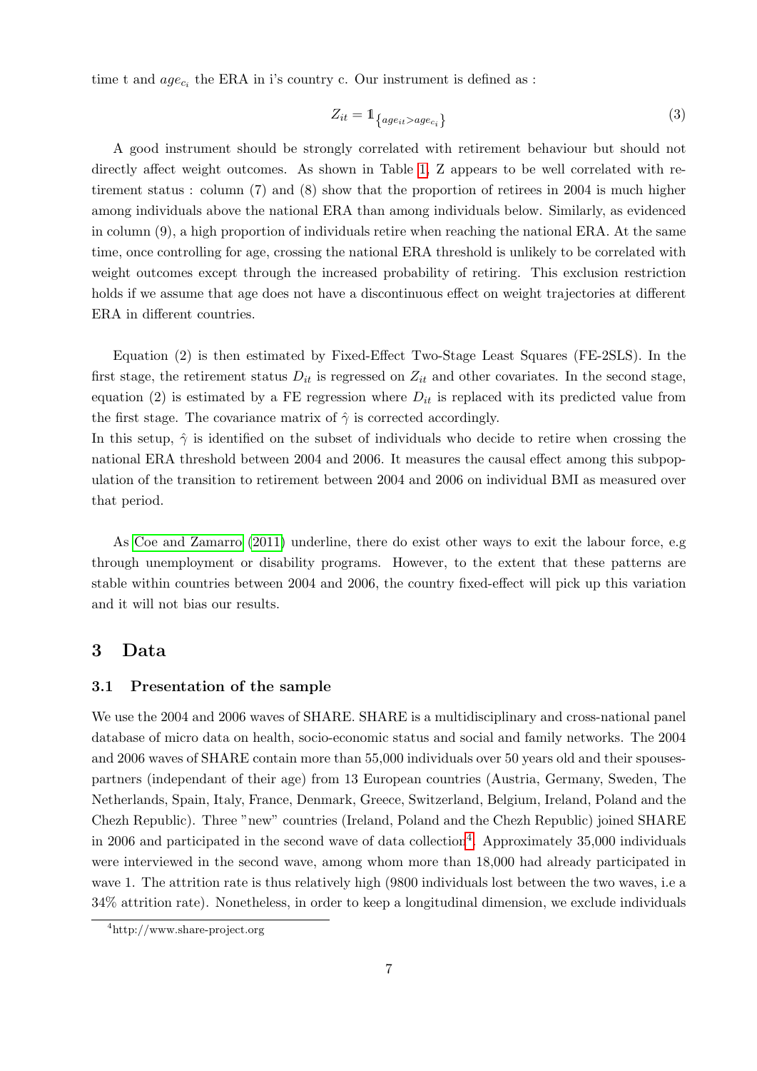time t and $age_{c_i}$ the ERA in i's country c. Our instrument is defined as :

$$Z_{it} = \mathbb{1}_{\{age_{it} > age_{c_i}\}} \tag{3}$$

A good instrument should be strongly correlated with retirement behaviour but should not directly affect weight outcomes. As shown in Table 1, Z appears to be well correlated with retirement status : column (7) and (8) show that the proportion of retirees in 2004 is much higher among individuals above the national ERA than among individuals below. Similarly, as evidenced in column (9), a high proportion of individuals retire when reaching the national ERA. At the same time, once controlling for age, crossing the national ERA threshold is unlikely to be correlated with weight outcomes except through the increased probability of retiring. This exclusion restriction holds if we assume that age does not have a discontinuous effect on weight trajectories at different ERA in different countries.

Equation (2) is then estimated by Fixed-Effect Two-Stage Least Squares (FE-2SLS). In the first stage, the retirement status $D_{it}$ is regressed on $Z_{it}$ and other covariates. In the second stage, equation (2) is estimated by a FE regression where $D_{it}$ is replaced with its predicted value from the first stage. The covariance matrix of $\hat{\gamma}$ is corrected accordingly.

In this setup, $\hat{\gamma}$ is identified on the subset of individuals who decide to retire when crossing the national ERA threshold between 2004 and 2006. It measures the causal effect among this subpopulation of the transition to retirement between 2004 and 2006 on individual BMI as measured over that period.

As Coe and Zamarro (2011) underline, there do exist other ways to exit the labour force, e.g through unemployment or disability programs. However, to the extent that these patterns are stable within countries between 2004 and 2006, the country fixed-effect will pick up this variation and it will not bias our results.

## 3 Data

### 3.1 Presentation of the sample

We use the 2004 and 2006 waves of SHARE. SHARE is a multidisciplinary and cross-national panel database of micro data on health, socio-economic status and social and family networks. The 2004 and 2006 waves of SHARE contain more than 55,000 individuals over 50 years old and their spouses-partners (independant of their age) from 13 European countries (Austria, Germany, Sweden, The Netherlands, Spain, Italy, France, Denmark, Greece, Switzerland, Belgium, Ireland, Poland and the Chezh Republic). Three "new" countries (Ireland, Poland and the Chezh Republic) joined SHARE in 2006 and participated in the second wave of data collection[4]. Approximately 35,000 individuals were interviewed in the second wave, among whom more than 18,000 had already participated in wave 1. The attrition rate is thus relatively high (9800 individuals lost between the two waves, i.e a 34% attrition rate). Nonetheless, in order to keep a longitudinal dimension, we exclude individuals

[4]http://www.share-project.org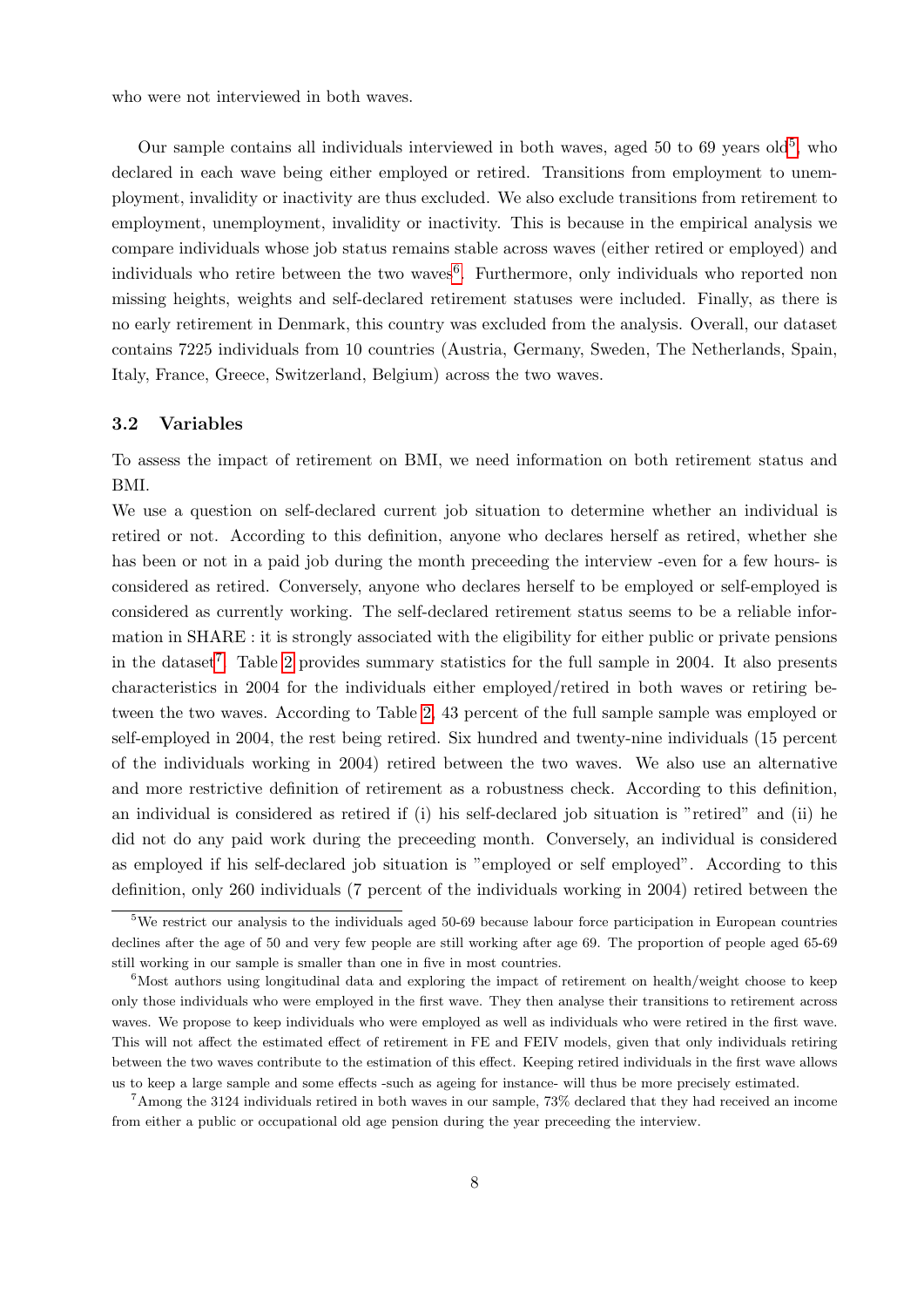who were not interviewed in both waves.

Our sample contains all individuals interviewed in both waves, aged 50 to 69 years old[5], who declared in each wave being either employed or retired. Transitions from employment to unemployment, invalidity or inactivity are thus excluded. We also exclude transitions from retirement to employment, unemployment, invalidity or inactivity. This is because in the empirical analysis we compare individuals whose job status remains stable across waves (either retired or employed) and individuals who retire between the two waves[6]. Furthermore, only individuals who reported non missing heights, weights and self-declared retirement statuses were included. Finally, as there is no early retirement in Denmark, this country was excluded from the analysis. Overall, our dataset contains 7225 individuals from 10 countries (Austria, Germany, Sweden, The Netherlands, Spain, Italy, France, Greece, Switzerland, Belgium) across the two waves.

### 3.2 Variables

To assess the impact of retirement on BMI, we need information on both retirement status and BMI.

We use a question on self-declared current job situation to determine whether an individual is retired or not. According to this definition, anyone who declares herself as retired, whether she has been or not in a paid job during the month preceeding the interview -even for a few hours- is considered as retired. Conversely, anyone who declares herself to be employed or self-employed is considered as currently working. The self-declared retirement status seems to be a reliable information in SHARE : it is strongly associated with the eligibility for either public or private pensions in the dataset[7]. Table 2 provides summary statistics for the full sample in 2004. It also presents characteristics in 2004 for the individuals either employed/retired in both waves or retiring between the two waves. According to Table 2, 43 percent of the full sample sample was employed or self-employed in 2004, the rest being retired. Six hundred and twenty-nine individuals (15 percent of the individuals working in 2004) retired between the two waves. We also use an alternative and more restrictive definition of retirement as a robustness check. According to this definition, an individual is considered as retired if (i) his self-declared job situation is "retired" and (ii) he did not do any paid work during the preceeding month. Conversely, an individual is considered as employed if his self-declared job situation is "employed or self employed". According to this definition, only 260 individuals (7 percent of the individuals working in 2004) retired between the

[5] We restrict our analysis to the individuals aged 50-69 because labour force participation in European countries declines after the age of 50 and very few people are still working after age 69. The proportion of people aged 65-69 still working in our sample is smaller than one in five in most countries.

[6] Most authors using longitudinal data and exploring the impact of retirement on health/weight choose to keep only those individuals who were employed in the first wave. They then analyse their transitions to retirement across waves. We propose to keep individuals who were employed as well as individuals who were retired in the first wave. This will not affect the estimated effect of retirement in FE and FEIV models, given that only individuals retiring between the two waves contribute to the estimation of this effect. Keeping retired individuals in the first wave allows us to keep a large sample and some effects -such as ageing for instance- will thus be more precisely estimated.

[7] Among the 3124 individuals retired in both waves in our sample, 73% declared that they had received an income from either a public or occupational old age pension during the year preceeding the interview.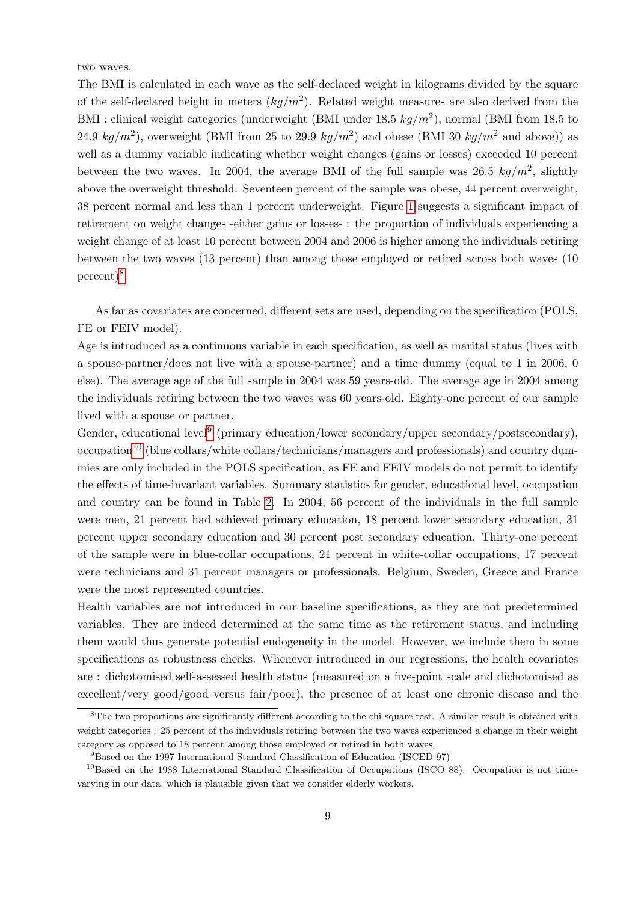two waves.

The BMI is calculated in each wave as the self-declared weight in kilograms divided by the square of the self-declared height in meters ($kg/m^2$). Related weight measures are also derived from the BMI : clinical weight categories (underweight (BMI under 18.5 $kg/m^2$), normal (BMI from 18.5 to 24.9 $kg/m^2$), overweight (BMI from 25 to 29.9 $kg/m^2$) and obese (BMI 30 $kg/m^2$ and above)) as well as a dummy variable indicating whether weight changes (gains or losses) exceeded 10 percent between the two waves. In 2004, the average BMI of the full sample was 26.5 $kg/m^2$, slightly above the overweight threshold. Seventeen percent of the sample was obese, 44 percent overweight, 38 percent normal and less than 1 percent underweight. Figure 1 suggests a significant impact of retirement on weight changes -either gains or losses- : the proportion of individuals experiencing a weight change of at least 10 percent between 2004 and 2006 is higher among the individuals retiring between the two waves (13 percent) than among those employed or retired across both waves (10 percent)[8].

As far as covariates are concerned, different sets are used, depending on the specification (POLS, FE or FEIV model).

Age is introduced as a continuous variable in each specification, as well as marital status (lives with a spouse-partner/does not live with a spouse-partner) and a time dummy (equal to 1 in 2006, 0 else). The average age of the full sample in 2004 was 59 years-old. The average age in 2004 among the individuals retiring between the two waves was 60 years-old. Eighty-one percent of our sample lived with a spouse or partner.

Gender, educational level[9] (primary education/lower secondary/upper secondary/postsecondary), occupation[10] (blue collars/white collars/technicians/managers and professionals) and country dummies are only included in the POLS specification, as FE and FEIV models do not permit to identify the effects of time-invariant variables. Summary statistics for gender, educational level, occupation and country can be found in Table 2. In 2004, 56 percent of the individuals in the full sample were men, 21 percent had achieved primary education, 18 percent lower secondary education, 31 percent upper secondary education and 30 percent post secondary education. Thirty-one percent of the sample were in blue-collar occupations, 21 percent in white-collar occupations, 17 percent were technicians and 31 percent managers or professionals. Belgium, Sweden, Greece and France were the most represented countries.

Health variables are not introduced in our baseline specifications, as they are not predetermined variables. They are indeed determined at the same time as the retirement status, and including them would thus generate potential endogeneity in the model. However, we include them in some specifications as robustness checks. Whenever introduced in our regressions, the health covariates are : dichotomised self-assessed health status (measured on a five-point scale and dichotomised as excellent/very good/good versus fair/poor), the presence of at least one chronic disease and the

[8] The two proportions are significantly different according to the chi-square test. A similar result is obtained with weight categories : 25 percent of the individuals retiring between the two waves experienced a change in their weight category as opposed to 18 percent among those employed or retired in both waves.

[9] Based on the 1997 International Standard Classification of Education (ISCED 97)

[10] Based on the 1988 International Standard Classification of Occupations (ISCO 88). Occupation is not time-varying in our data, which is plausible given that we consider elderly workers.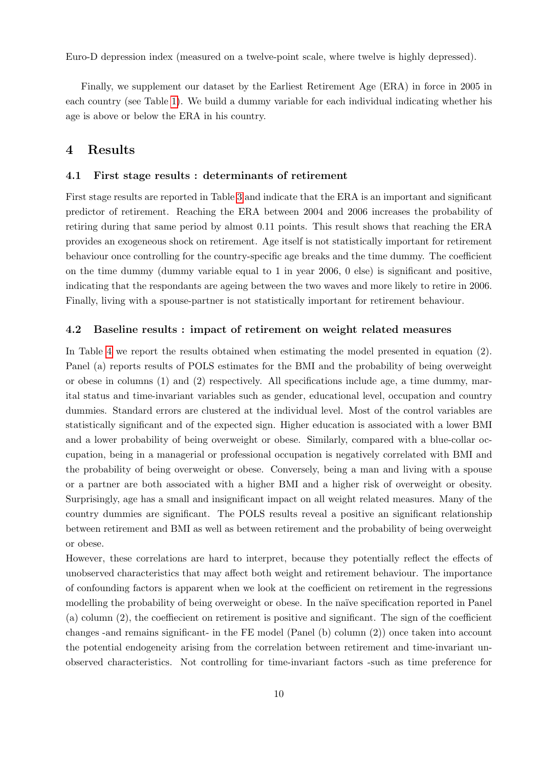Euro-D depression index (measured on a twelve-point scale, where twelve is highly depressed).

Finally, we supplement our dataset by the Earliest Retirement Age (ERA) in force in 2005 in each country (see Table 1). We build a dummy variable for each individual indicating whether his age is above or below the ERA in his country.

## 4 Results

### 4.1 First stage results : determinants of retirement

First stage results are reported in Table 3 and indicate that the ERA is an important and significant predictor of retirement. Reaching the ERA between 2004 and 2006 increases the probability of retiring during that same period by almost 0.11 points. This result shows that reaching the ERA provides an exogeneous shock on retirement. Age itself is not statistically important for retirement behaviour once controlling for the country-specific age breaks and the time dummy. The coefficient on the time dummy (dummy variable equal to 1 in year 2006, 0 else) is significant and positive, indicating that the respondants are ageing between the two waves and more likely to retire in 2006. Finally, living with a spouse-partner is not statistically important for retirement behaviour.

### 4.2 Baseline results : impact of retirement on weight related measures

In Table 4 we report the results obtained when estimating the model presented in equation (2). Panel (a) reports results of POLS estimates for the BMI and the probability of being overweight or obese in columns (1) and (2) respectively. All specifications include age, a time dummy, marital status and time-invariant variables such as gender, educational level, occupation and country dummies. Standard errors are clustered at the individual level. Most of the control variables are statistically significant and of the expected sign. Higher education is associated with a lower BMI and a lower probability of being overweight or obese. Similarly, compared with a blue-collar occupation, being in a managerial or professional occupation is negatively correlated with BMI and the probability of being overweight or obese. Conversely, being a man and living with a spouse or a partner are both associated with a higher BMI and a higher risk of overweight or obesity. Surprisingly, age has a small and insignificant impact on all weight related measures. Many of the country dummies are significant. The POLS results reveal a positive an significant relationship between retirement and BMI as well as between retirement and the probability of being overweight or obese.

However, these correlations are hard to interpret, because they potentially reflect the effects of unobserved characteristics that may affect both weight and retirement behaviour. The importance of confounding factors is apparent when we look at the coefficient on retirement in the regressions modelling the probability of being overweight or obese. In the naïve specification reported in Panel (a) column (2), the coeffiecient on retirement is positive and significant. The sign of the coefficient changes -and remains significant- in the FE model (Panel (b) column (2)) once taken into account the potential endogeneity arising from the correlation between retirement and time-invariant unobserved characteristics. Not controlling for time-invariant factors -such as time preference for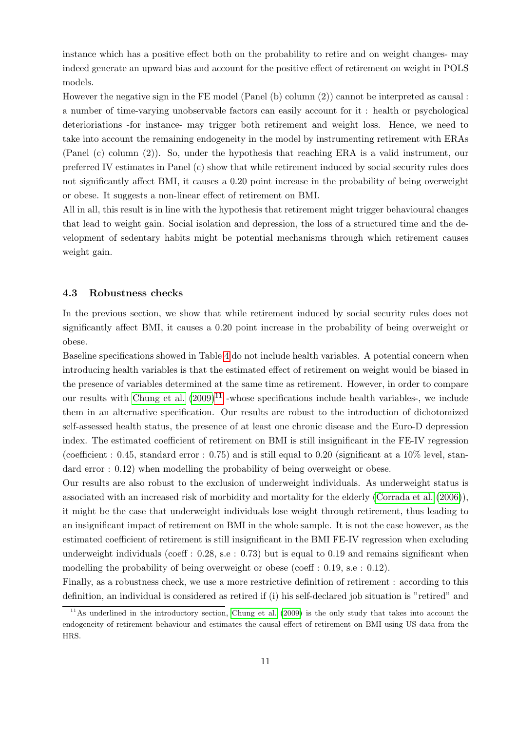instance which has a positive effect both on the probability to retire and on weight changes- may indeed generate an upward bias and account for the positive effect of retirement on weight in POLS models.

However the negative sign in the FE model (Panel (b) column (2)) cannot be interpreted as causal : a number of time-varying unobservable factors can easily account for it : health or psychological deteriorations -for instance- may trigger both retirement and weight loss. Hence, we need to take into account the remaining endogeneity in the model by instrumenting retirement with ERAs (Panel (c) column (2)). So, under the hypothesis that reaching ERA is a valid instrument, our preferred IV estimates in Panel (c) show that while retirement induced by social security rules does not significantly affect BMI, it causes a 0.20 point increase in the probability of being overweight or obese. It suggests a non-linear effect of retirement on BMI.

All in all, this result is in line with the hypothesis that retirement might trigger behavioural changes that lead to weight gain. Social isolation and depression, the loss of a structured time and the development of sedentary habits might be potential mechanisms through which retirement causes weight gain.

### 4.3 Robustness checks

In the previous section, we show that while retirement induced by social security rules does not significantly affect BMI, it causes a 0.20 point increase in the probability of being overweight or obese.

Baseline specifications showed in Table 4 do not include health variables. A potential concern when introducing health variables is that the estimated effect of retirement on weight would be biased in the presence of variables determined at the same time as retirement. However, in order to compare our results with Chung et al. (2009)[11] -whose specifications include health variables-, we include them in an alternative specification. Our results are robust to the introduction of dichotomized self-assessed health status, the presence of at least one chronic disease and the Euro-D depression index. The estimated coefficient of retirement on BMI is still insignificant in the FE-IV regression (coefficient : 0.45, standard error : 0.75) and is still equal to 0.20 (significant at a 10% level, standard error : 0.12) when modelling the probability of being overweight or obese.

Our results are also robust to the exclusion of underweight individuals. As underweight status is associated with an increased risk of morbidity and mortality for the elderly (Corrada et al. (2006)), it might be the case that underweight individuals lose weight through retirement, thus leading to an insignificant impact of retirement on BMI in the whole sample. It is not the case however, as the estimated coefficient of retirement is still insignificant in the BMI FE-IV regression when excluding underweight individuals (coeff : 0.28, s.e : 0.73) but is equal to 0.19 and remains significant when modelling the probability of being overweight or obese (coeff : 0.19, s.e : 0.12).

Finally, as a robustness check, we use a more restrictive definition of retirement : according to this definition, an individual is considered as retired if (i) his self-declared job situation is "retired" and

[11] As underlined in the introductory section, Chung et al. (2009) is the only study that takes into account the endogeneity of retirement behaviour and estimates the causal effect of retirement on BMI using US data from the HRS.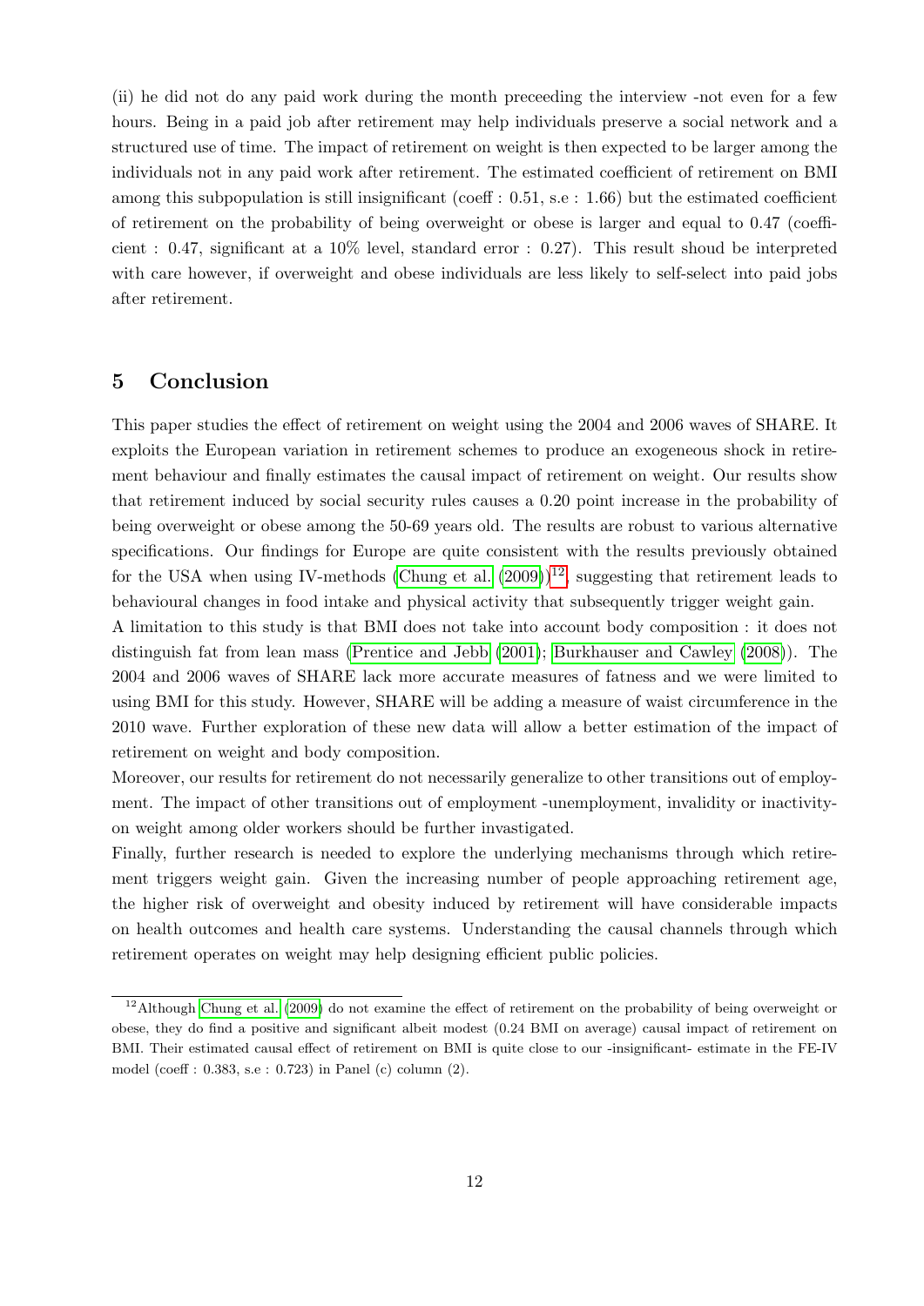(ii) he did not do any paid work during the month preceeding the interview -not even for a few hours. Being in a paid job after retirement may help individuals preserve a social network and a structured use of time. The impact of retirement on weight is then expected to be larger among the individuals not in any paid work after retirement. The estimated coefficient of retirement on BMI among this subpopulation is still insignificant (coeff : 0.51, s.e : 1.66) but the estimated coefficient of retirement on the probability of being overweight or obese is larger and equal to 0.47 (coefficient : 0.47, significant at a 10% level, standard error : 0.27). This result shoud be interpreted with care however, if overweight and obese individuals are less likely to self-select into paid jobs after retirement.

## 5 Conclusion

This paper studies the effect of retirement on weight using the 2004 and 2006 waves of SHARE. It exploits the European variation in retirement schemes to produce an exogeneous shock in retirement behaviour and finally estimates the causal impact of retirement on weight. Our results show that retirement induced by social security rules causes a 0.20 point increase in the probability of being overweight or obese among the 50-69 years old. The results are robust to various alternative specifications. Our findings for Europe are quite consistent with the results previously obtained for the USA when using IV-methods (Chung et al. (2009))[12], suggesting that retirement leads to behavioural changes in food intake and physical activity that subsequently trigger weight gain.

A limitation to this study is that BMI does not take into account body composition : it does not distinguish fat from lean mass (Prentice and Jebb (2001); Burkhauser and Cawley (2008)). The 2004 and 2006 waves of SHARE lack more accurate measures of fatness and we were limited to using BMI for this study. However, SHARE will be adding a measure of waist circumference in the 2010 wave. Further exploration of these new data will allow a better estimation of the impact of retirement on weight and body composition.

Moreover, our results for retirement do not necessarily generalize to other transitions out of employment. The impact of other transitions out of employment -unemployment, invalidity or inactivity-on weight among older workers should be further invastigated.

Finally, further research is needed to explore the underlying mechanisms through which retirement triggers weight gain. Given the increasing number of people approaching retirement age, the higher risk of overweight and obesity induced by retirement will have considerable impacts on health outcomes and health care systems. Understanding the causal channels through which retirement operates on weight may help designing efficient public policies.

[12]Although Chung et al. (2009) do not examine the effect of retirement on the probability of being overweight or obese, they do find a positive and significant albeit modest (0.24 BMI on average) causal impact of retirement on BMI. Their estimated causal effect of retirement on BMI is quite close to our -insignificant- estimate in the FE-IV model (coeff : 0.383, s.e : 0.723) in Panel (c) column (2).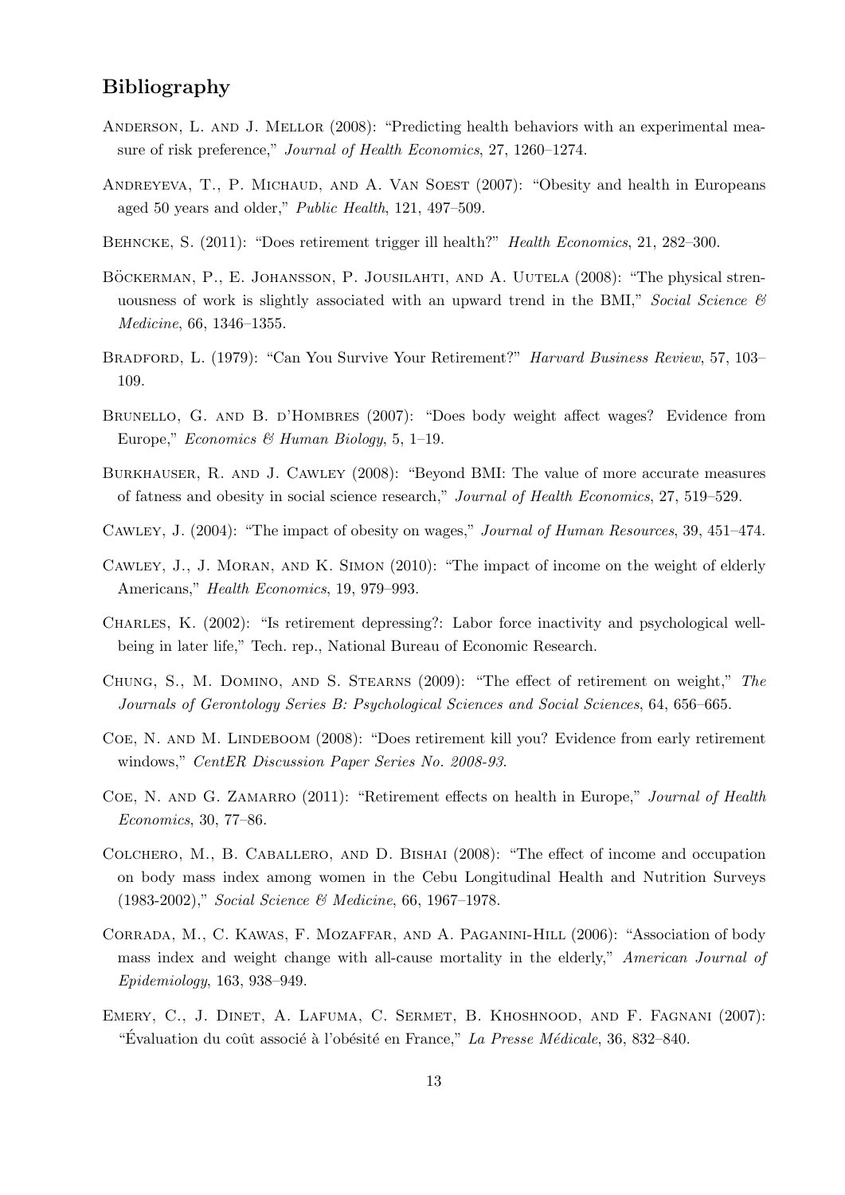## Bibliography

Anderson, L. and J. Mellor (2008): "Predicting health behaviors with an experimental measure of risk preference," *Journal of Health Economics*, 27, 1260–1274.

Andreyeva, T., P. Michaud, and A. Van Soest (2007): "Obesity and health in Europeans aged 50 years and older," *Public Health*, 121, 497–509.

Behncke, S. (2011): "Does retirement trigger ill health?" *Health Economics*, 21, 282–300.

Böckerman, P., E. Johansson, P. Jousilahti, and A. Uutela (2008): "The physical strenuousness of work is slightly associated with an upward trend in the BMI," *Social Science & Medicine*, 66, 1346–1355.

Bradford, L. (1979): "Can You Survive Your Retirement?" *Harvard Business Review*, 57, 103–109.

Brunello, G. and B. d'Hombres (2007): "Does body weight affect wages? Evidence from Europe," *Economics & Human Biology*, 5, 1–19.

Burkhauser, R. and J. Cawley (2008): "Beyond BMI: The value of more accurate measures of fatness and obesity in social science research," *Journal of Health Economics*, 27, 519–529.

Cawley, J. (2004): "The impact of obesity on wages," *Journal of Human Resources*, 39, 451–474.

Cawley, J., J. Moran, and K. Simon (2010): "The impact of income on the weight of elderly Americans," *Health Economics*, 19, 979–993.

Charles, K. (2002): "Is retirement depressing?: Labor force inactivity and psychological well-being in later life," Tech. rep., National Bureau of Economic Research.

Chung, S., M. Domino, and S. Stearns (2009): "The effect of retirement on weight," *The Journals of Gerontology Series B: Psychological Sciences and Social Sciences*, 64, 656–665.

Coe, N. and M. Lindeboom (2008): "Does retirement kill you? Evidence from early retirement windows," *CentER Discussion Paper Series No. 2008-93*.

Coe, N. and G. Zamarro (2011): "Retirement effects on health in Europe," *Journal of Health Economics*, 30, 77–86.

Colchero, M., B. Caballero, and D. Bishai (2008): "The effect of income and occupation on body mass index among women in the Cebu Longitudinal Health and Nutrition Surveys (1983-2002)," *Social Science & Medicine*, 66, 1967–1978.

Corrada, M., C. Kawas, F. Mozaffar, and A. Paganini-Hill (2006): "Association of body mass index and weight change with all-cause mortality in the elderly," *American Journal of Epidemiology*, 163, 938–949.

Emery, C., J. Dinet, A. Lafuma, C. Sermet, B. Khoshnood, and F. Fagnani (2007): "Évaluation du coût associé à l'obésité en France," *La Presse Médicale*, 36, 832–840.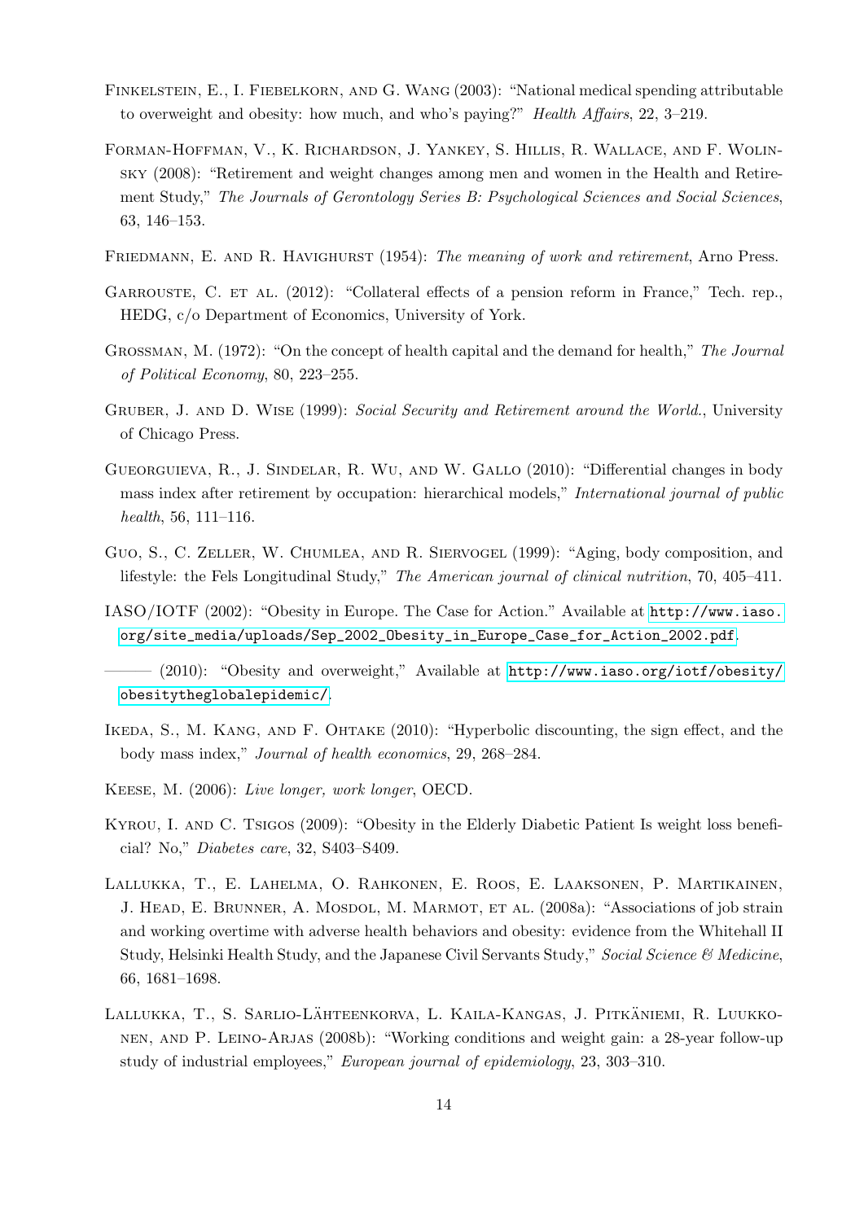Finkelstein, E., I. Fiebelkorn, and G. Wang (2003): "National medical spending attributable to overweight and obesity: how much, and who's paying?" *Health Affairs*, 22, 3–219.

Forman-Hoffman, V., K. Richardson, J. Yankey, S. Hillis, R. Wallace, and F. Wolinsky (2008): "Retirement and weight changes among men and women in the Health and Retirement Study," *The Journals of Gerontology Series B: Psychological Sciences and Social Sciences*, 63, 146–153.

Friedmann, E. and R. Havighurst (1954): *The meaning of work and retirement*, Arno Press.

Garrouste, C. et al. (2012): "Collateral effects of a pension reform in France," Tech. rep., HEDG, c/o Department of Economics, University of York.

Grossman, M. (1972): "On the concept of health capital and the demand for health," *The Journal of Political Economy*, 80, 223–255.

Gruber, J. and D. Wise (1999): *Social Security and Retirement around the World.*, University of Chicago Press.

Gueorguieva, R., J. Sindelar, R. Wu, and W. Gallo (2010): "Differential changes in body mass index after retirement by occupation: hierarchical models," *International journal of public health*, 56, 111–116.

Guo, S., C. Zeller, W. Chumlea, and R. Siervogel (1999): "Aging, body composition, and lifestyle: the Fels Longitudinal Study," *The American journal of clinical nutrition*, 70, 405–411.

IASO/IOTF (2002): "Obesity in Europe. The Case for Action." Available at http://www.iaso.org/site_media/uploads/Sep_2002_Obesity_in_Europe_Case_for_Action_2002.pdf.

——— (2010): "Obesity and overweight," Available at http://www.iaso.org/iotf/obesity/obesitytheglobalepidemic/.

Ikeda, S., M. Kang, and F. Ohtake (2010): "Hyperbolic discounting, the sign effect, and the body mass index," *Journal of health economics*, 29, 268–284.

Keese, M. (2006): *Live longer, work longer*, OECD.

Kyrou, I. and C. Tsigos (2009): "Obesity in the Elderly Diabetic Patient Is weight loss beneficial? No," *Diabetes care*, 32, S403–S409.

Lallukka, T., E. Lahelma, O. Rahkonen, E. Roos, E. Laaksonen, P. Martikainen, J. Head, E. Brunner, A. Mosdol, M. Marmot, et al. (2008a): "Associations of job strain and working overtime with adverse health behaviors and obesity: evidence from the Whitehall II Study, Helsinki Health Study, and the Japanese Civil Servants Study," *Social Science & Medicine*, 66, 1681–1698.

Lallukka, T., S. Sarlio-Lähteenkorva, L. Kaila-Kangas, J. Pitkäniemi, R. Luukkonen, and P. Leino-Arjas (2008b): "Working conditions and weight gain: a 28-year follow-up study of industrial employees," *European journal of epidemiology*, 23, 303–310.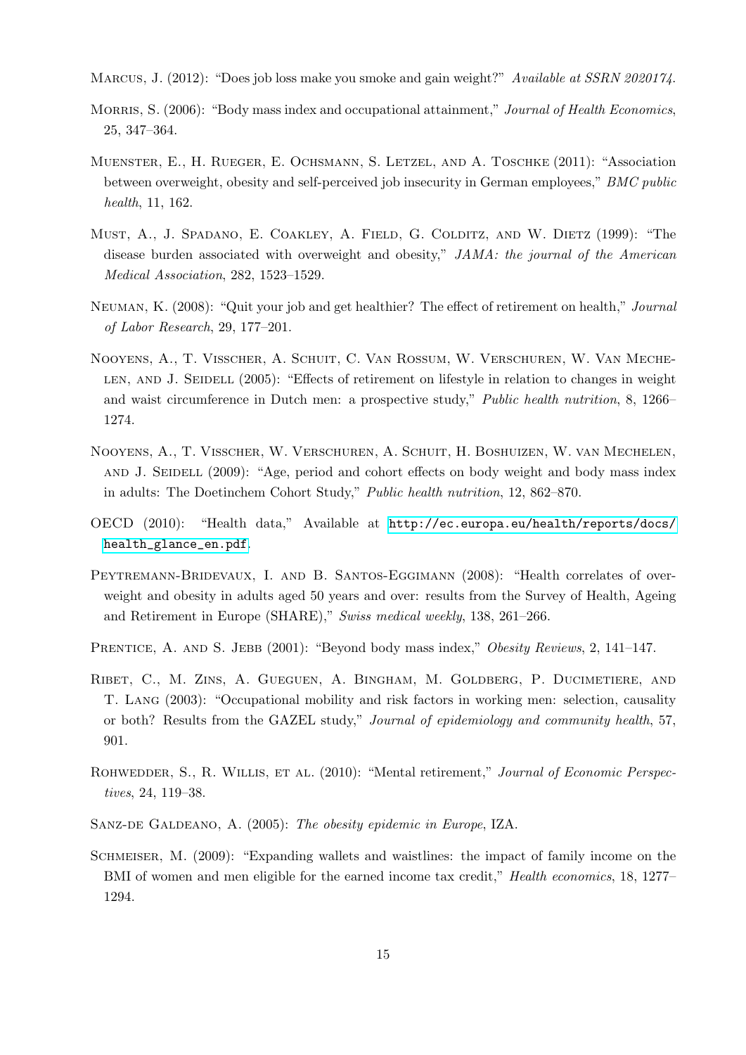Marcus, J. (2012): "Does job loss make you smoke and gain weight?" *Available at SSRN 2020174*.

Morris, S. (2006): "Body mass index and occupational attainment," *Journal of Health Economics*, 25, 347–364.

Muenster, E., H. Rueger, E. Ochsmann, S. Letzel, and A. Toschke (2011): "Association between overweight, obesity and self-perceived job insecurity in German employees," *BMC public health*, 11, 162.

Must, A., J. Spadano, E. Coakley, A. Field, G. Colditz, and W. Dietz (1999): "The disease burden associated with overweight and obesity," *JAMA: the journal of the American Medical Association*, 282, 1523–1529.

Neuman, K. (2008): "Quit your job and get healthier? The effect of retirement on health," *Journal of Labor Research*, 29, 177–201.

Nooyens, A., T. Visscher, A. Schuit, C. Van Rossum, W. Verschuren, W. Van Mechelen, and J. Seidell (2005): "Effects of retirement on lifestyle in relation to changes in weight and waist circumference in Dutch men: a prospective study," *Public health nutrition*, 8, 1266–1274.

Nooyens, A., T. Visscher, W. Verschuren, A. Schuit, H. Boshuizen, W. van Mechelen, and J. Seidell (2009): "Age, period and cohort effects on body weight and body mass index in adults: The Doetinchem Cohort Study," *Public health nutrition*, 12, 862–870.

OECD (2010): "Health data," Available at http://ec.europa.eu/health/reports/docs/health_glance_en.pdf.

Peytremann-Bridevaux, I. and B. Santos-Eggimann (2008): "Health correlates of overweight and obesity in adults aged 50 years and over: results from the Survey of Health, Ageing and Retirement in Europe (SHARE)," *Swiss medical weekly*, 138, 261–266.

Prentice, A. and S. Jebb (2001): "Beyond body mass index," *Obesity Reviews*, 2, 141–147.

Ribet, C., M. Zins, A. Gueguen, A. Bingham, M. Goldberg, P. Ducimetiere, and T. Lang (2003): "Occupational mobility and risk factors in working men: selection, causality or both? Results from the GAZEL study," *Journal of epidemiology and community health*, 57, 901.

Rohwedder, S., R. Willis, et al. (2010): "Mental retirement," *Journal of Economic Perspectives*, 24, 119–38.

Sanz-de Galdeano, A. (2005): *The obesity epidemic in Europe*, IZA.

Schmeiser, M. (2009): "Expanding wallets and waistlines: the impact of family income on the BMI of women and men eligible for the earned income tax credit," *Health economics*, 18, 1277–1294.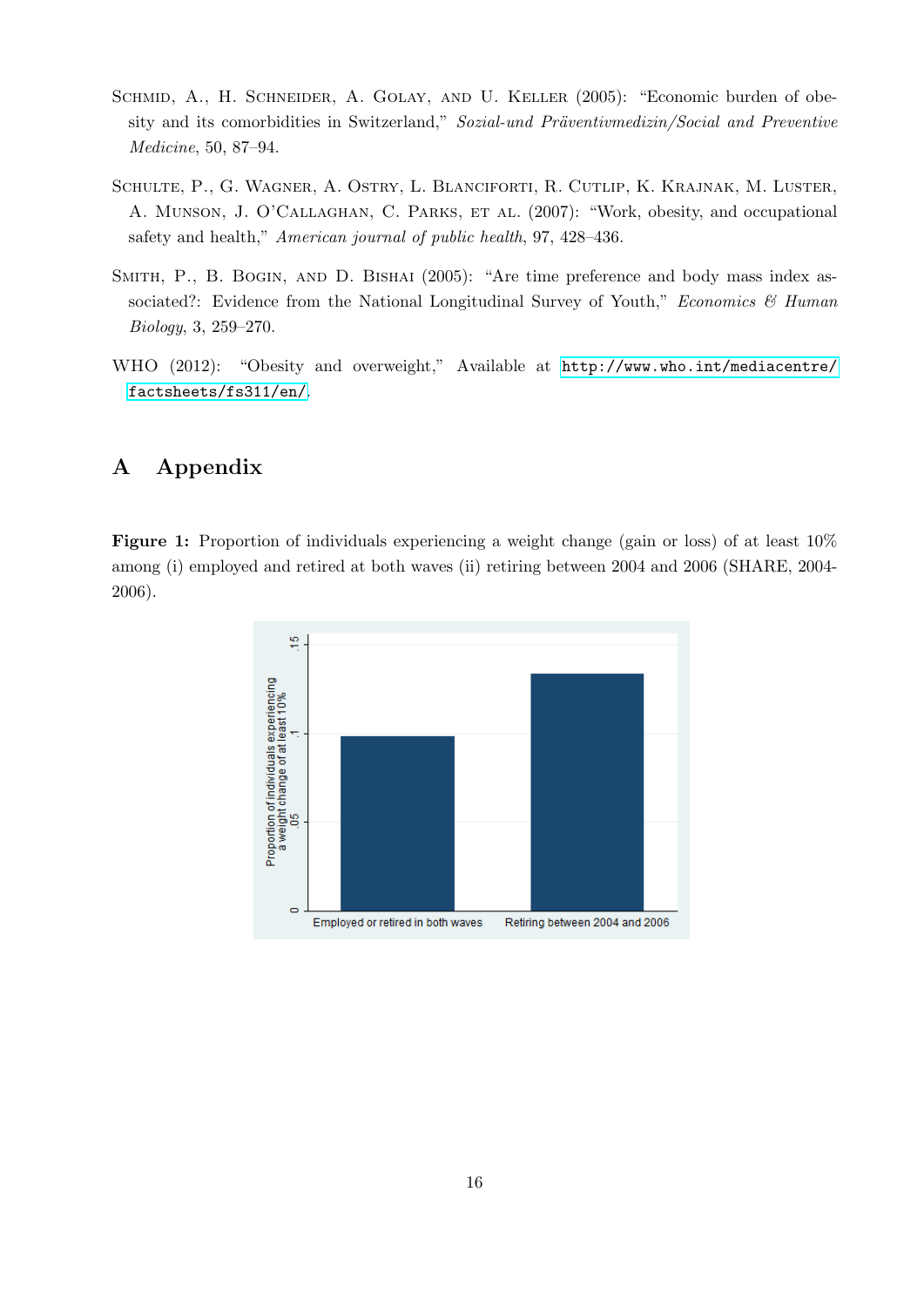Schmid, A., H. Schneider, A. Golay, and U. Keller (2005): "Economic burden of obesity and its comorbidities in Switzerland," *Sozial-und Präventivmedizin/Social and Preventive Medicine*, 50, 87–94.

Schulte, P., G. Wagner, A. Ostry, L. Blanciforti, R. Cutlip, K. Krajnak, M. Luster, A. Munson, J. O'Callaghan, C. Parks, et al. (2007): "Work, obesity, and occupational safety and health," *American journal of public health*, 97, 428–436.

Smith, P., B. Bogin, and D. Bishai (2005): "Are time preference and body mass index associated?: Evidence from the National Longitudinal Survey of Youth," *Economics & Human Biology*, 3, 259–270.

WHO (2012): "Obesity and overweight," Available at http://www.who.int/mediacentre/factsheets/fs311/en/.

# A Appendix

**Figure 1:** Proportion of individuals experiencing a weight change (gain or loss) of at least 10% among (i) employed and retired at both waves (ii) retiring between 2004 and 2006 (SHARE, 2004-2006).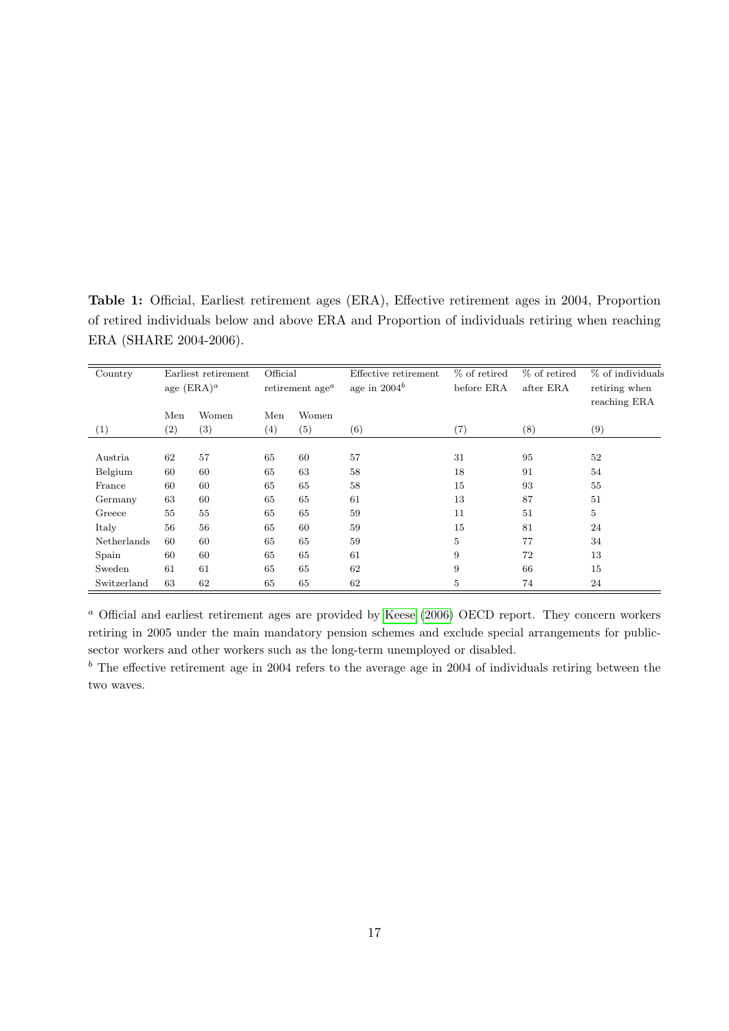**Table 1:** Official, Earliest retirement ages (ERA), Effective retirement ages in 2004, Proportion of retired individuals below and above ERA and Proportion of individuals retiring when reaching ERA (SHARE 2004-2006).

| Country | Earliest retirement age (ERA)[a] | | Official retirement age[a] | | Effective retirement age in 2004[b] | % of retired before ERA | % of retired after ERA | % of individuals retiring when reaching ERA |
|---|---|---|---|---|---|---|---|---|
| | Men | Women | Men | Women | | | | |
| (1) | (2) | (3) | (4) | (5) | (6) | (7) | (8) | (9) |
| Austria | 62 | 57 | 65 | 60 | 57 | 31 | 95 | 52 |
| Belgium | 60 | 60 | 65 | 63 | 58 | 18 | 91 | 54 |
| France | 60 | 60 | 65 | 65 | 58 | 15 | 93 | 55 |
| Germany | 63 | 60 | 65 | 65 | 61 | 13 | 87 | 51 |
| Greece | 55 | 55 | 65 | 65 | 59 | 11 | 51 | 5 |
| Italy | 56 | 56 | 65 | 60 | 59 | 15 | 81 | 24 |
| Netherlands | 60 | 60 | 65 | 65 | 59 | 5 | 77 | 34 |
| Spain | 60 | 60 | 65 | 65 | 61 | 9 | 72 | 13 |
| Sweden | 61 | 61 | 65 | 65 | 62 | 9 | 66 | 15 |
| Switzerland | 63 | 62 | 65 | 65 | 62 | 5 | 74 | 24 |

[a] Official and earliest retirement ages are provided by Keese (2006) OECD report. They concern workers retiring in 2005 under the main mandatory pension schemes and exclude special arrangements for public-sector workers and other workers such as the long-term unemployed or disabled.

[b] The effective retirement age in 2004 refers to the average age in 2004 of individuals retiring between the two waves.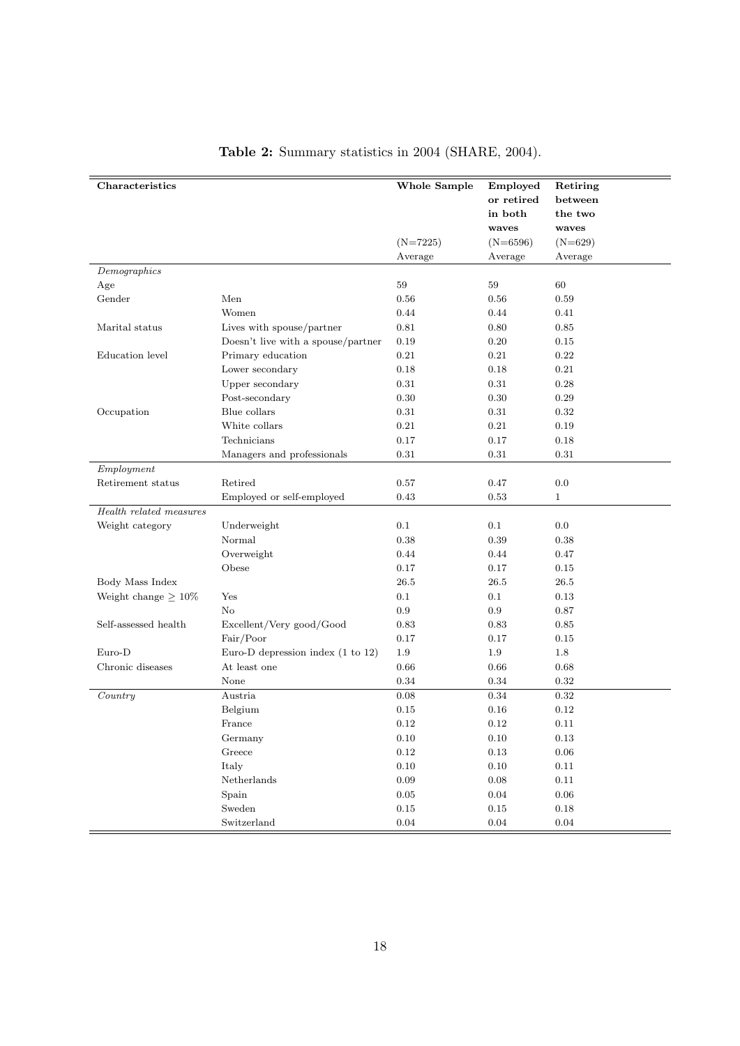**Table 2:** Summary statistics in 2004 (SHARE, 2004).

| Characteristics | | Whole Sample | Employed or retired in both waves | Retiring between the two waves |
|---|---|---|---|---|
| | | (N=7225) | (N=6596) | (N=629) |
| | | Average | Average | Average |
| *Demographics* | | | | |
| Age | | 59 | 59 | 60 |
| Gender | Men | 0.56 | 0.56 | 0.59 |
| | Women | 0.44 | 0.44 | 0.41 |
| Marital status | Lives with spouse/partner | 0.81 | 0.80 | 0.85 |
| | Doesn't live with a spouse/partner | 0.19 | 0.20 | 0.15 |
| Education level | Primary education | 0.21 | 0.21 | 0.22 |
| | Lower secondary | 0.18 | 0.18 | 0.21 |
| | Upper secondary | 0.31 | 0.31 | 0.28 |
| | Post-secondary | 0.30 | 0.30 | 0.29 |
| Occupation | Blue collars | 0.31 | 0.31 | 0.32 |
| | White collars | 0.21 | 0.21 | 0.19 |
| | Technicians | 0.17 | 0.17 | 0.18 |
| | Managers and professionals | 0.31 | 0.31 | 0.31 |
| *Employment* | | | | |
| Retirement status | Retired | 0.57 | 0.47 | 0.0 |
| | Employed or self-employed | 0.43 | 0.53 | 1 |
| *Health related measures* | | | | |
| Weight category | Underweight | 0.1 | 0.1 | 0.0 |
| | Normal | 0.38 | 0.39 | 0.38 |
| | Overweight | 0.44 | 0.44 | 0.47 |
| | Obese | 0.17 | 0.17 | 0.15 |
| Body Mass Index | | 26.5 | 26.5 | 26.5 |
| Weight change $\geq 10\%$ | Yes | 0.1 | 0.1 | 0.13 |
| | No | 0.9 | 0.9 | 0.87 |
| Self-assessed health | Excellent/Very good/Good | 0.83 | 0.83 | 0.85 |
| | Fair/Poor | 0.17 | 0.17 | 0.15 |
| Euro-D | Euro-D depression index (1 to 12) | 1.9 | 1.9 | 1.8 |
| Chronic diseases | At least one | 0.66 | 0.66 | 0.68 |
| | None | 0.34 | 0.34 | 0.32 |
| *Country* | Austria | 0.08 | 0.34 | 0.32 |
| | Belgium | 0.15 | 0.16 | 0.12 |
| | France | 0.12 | 0.12 | 0.11 |
| | Germany | 0.10 | 0.10 | 0.13 |
| | Greece | 0.12 | 0.13 | 0.06 |
| | Italy | 0.10 | 0.10 | 0.11 |
| | Netherlands | 0.09 | 0.08 | 0.11 |
| | Spain | 0.05 | 0.04 | 0.06 |
| | Sweden | 0.15 | 0.15 | 0.18 |
| | Switzerland | 0.04 | 0.04 | 0.04 |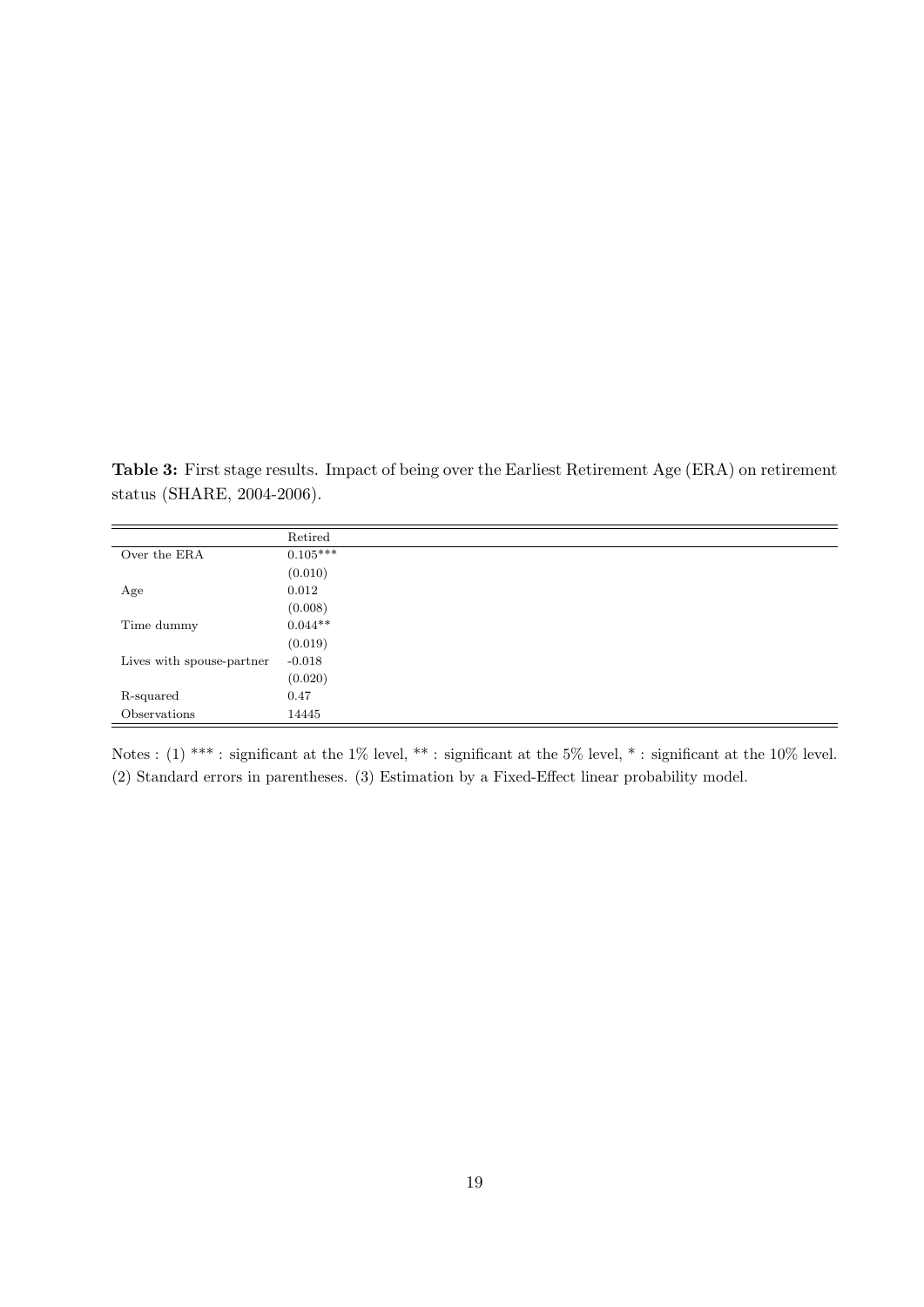**Table 3:** First stage results. Impact of being over the Earliest Retirement Age (ERA) on retirement status (SHARE, 2004-2006).

| | Retired |
|---|---|
| Over the ERA | 0.105*** |
| | (0.010) |
| Age | 0.012 |
| | (0.008) |
| Time dummy | 0.044** |
| | (0.019) |
| Lives with spouse-partner | -0.018 |
| | (0.020) |
| R-squared | 0.47 |
| Observations | 14445 |

Notes : (1) *** : significant at the 1% level, ** : significant at the 5% level, * : significant at the 10% level. (2) Standard errors in parentheses. (3) Estimation by a Fixed-Effect linear probability model.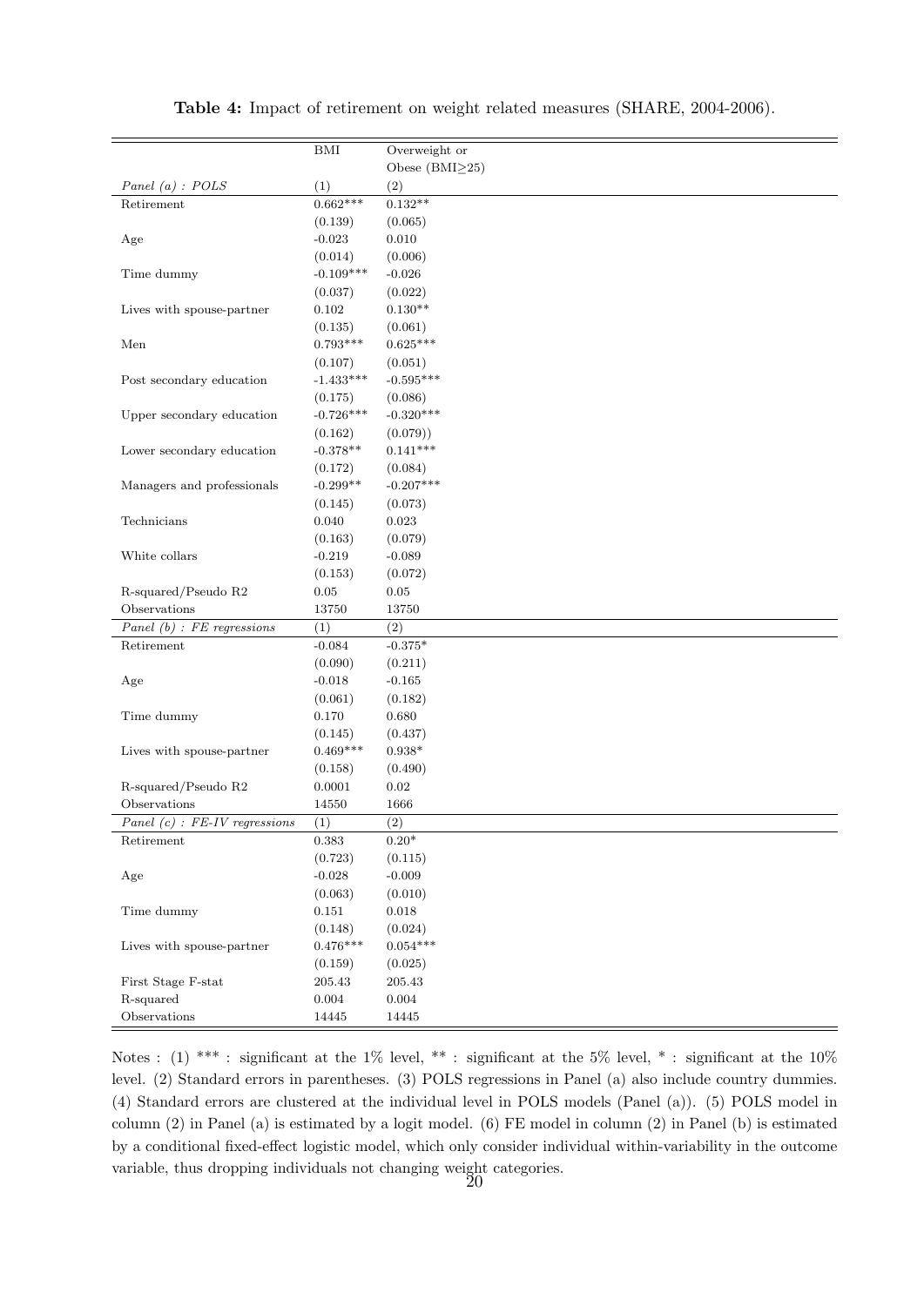**Table 4:** Impact of retirement on weight related measures (SHARE, 2004-2006).

| | BMI | Overweight or Obese (BMI≥25) |
|---|---|---|
| *Panel (a) : POLS* | (1) | (2) |
| Retirement | 0.662*** | 0.132** |
| | (0.139) | (0.065) |
| Age | -0.023 | 0.010 |
| | (0.014) | (0.006) |
| Time dummy | -0.109*** | -0.026 |
| | (0.037) | (0.022) |
| Lives with spouse-partner | 0.102 | 0.130** |
| | (0.135) | (0.061) |
| Men | 0.793*** | 0.625*** |
| | (0.107) | (0.051) |
| Post secondary education | -1.433*** | -0.595*** |
| | (0.175) | (0.086) |
| Upper secondary education | -0.726*** | -0.320*** |
| | (0.162) | (0.079)) |
| Lower secondary education | -0.378** | 0.141*** |
| | (0.172) | (0.084) |
| Managers and professionals | -0.299** | -0.207*** |
| | (0.145) | (0.073) |
| Technicians | 0.040 | 0.023 |
| | (0.163) | (0.079) |
| White collars | -0.219 | -0.089 |
| | (0.153) | (0.072) |
| R-squared/Pseudo R2 | 0.05 | 0.05 |
| Observations | 13750 | 13750 |
| *Panel (b) : FE regressions* | (1) | (2) |
| Retirement | -0.084 | -0.375* |
| | (0.090) | (0.211) |
| Age | -0.018 | -0.165 |
| | (0.061) | (0.182) |
| Time dummy | 0.170 | 0.680 |
| | (0.145) | (0.437) |
| Lives with spouse-partner | 0.469*** | 0.938* |
| | (0.158) | (0.490) |
| R-squared/Pseudo R2 | 0.0001 | 0.02 |
| Observations | 14550 | 1666 |
| *Panel (c) : FE-IV regressions* | (1) | (2) |
| Retirement | 0.383 | 0.20* |
| | (0.723) | (0.115) |
| Age | -0.028 | -0.009 |
| | (0.063) | (0.010) |
| Time dummy | 0.151 | 0.018 |
| | (0.148) | (0.024) |
| Lives with spouse-partner | 0.476*** | 0.054*** |
| | (0.159) | (0.025) |
| First Stage F-stat | 205.43 | 205.43 |
| R-squared | 0.004 | 0.004 |
| Observations | 14445 | 14445 |

Notes : (1) *** : significant at the 1% level, ** : significant at the 5% level, * : significant at the 10% level. (2) Standard errors in parentheses. (3) POLS regressions in Panel (a) also include country dummies. (4) Standard errors are clustered at the individual level in POLS models (Panel (a)). (5) POLS model in column (2) in Panel (a) is estimated by a logit model. (6) FE model in column (2) in Panel (b) is estimated by a conditional fixed-effect logistic model, which only consider individual within-variability in the outcome variable, thus dropping individuals not changing weight categories.